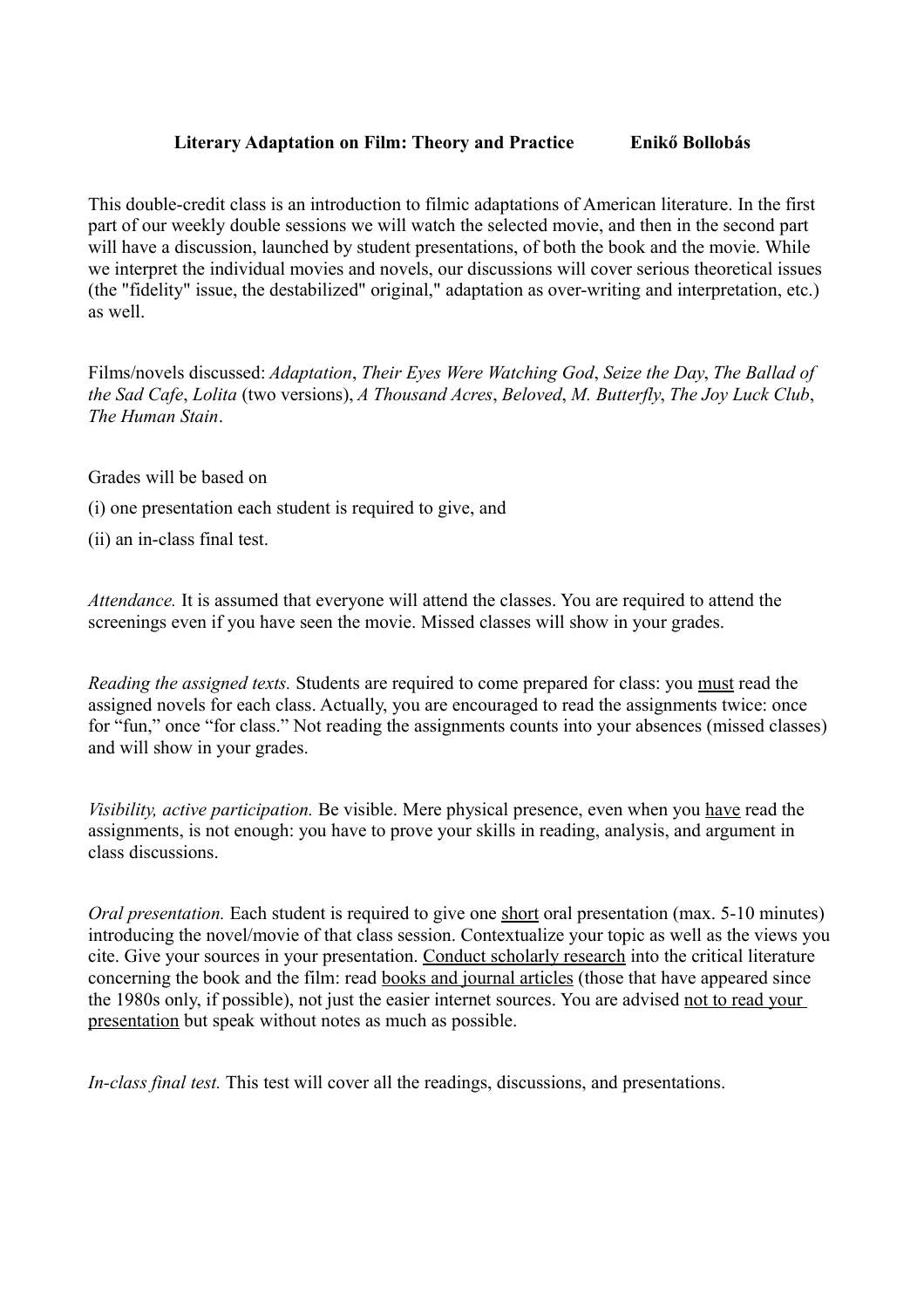**Literary Adaptation on Film: Theory and Practice          Enikő Bollobás**

This double-credit class is an introduction to filmic adaptations of American literature. In the first part of our weekly double sessions we will watch the selected movie, and then in the second part will have a discussion, launched by student presentations, of both the book and the movie. While we interpret the individual movies and novels, our discussions will cover serious theoretical issues (the "fidelity" issue, the destabilized" original," adaptation as over-writing and interpretation, etc.) as well.

Films/novels discussed: *Adaptation*, *Their Eyes Were Watching God*, *Seize the Day*, *The Ballad of the Sad Cafe*, *Lolita* (two versions), *A Thousand Acres*, *Beloved*, *M. Butterfly*, *The Joy Luck Club*, *The Human Stain*.

Grades will be based on

(i) one presentation each student is required to give, and

(ii) an in-class final test.

*Attendance.* It is assumed that everyone will attend the classes. You are required to attend the screenings even if you have seen the movie. Missed classes will show in your grades.

*Reading the assigned texts.* Students are required to come prepared for class: you <u>must</u> read the assigned novels for each class. Actually, you are encouraged to read the assignments twice: once for "fun," once "for class." Not reading the assignments counts into your absences (missed classes) and will show in your grades.

*Visibility, active participation.* Be visible. Mere physical presence, even when you <u>have</u> read the assignments, is not enough: you have to prove your skills in reading, analysis, and argument in class discussions.

*Oral presentation.* Each student is required to give one <u>short</u> oral presentation (max. 5-10 minutes) introducing the novel/movie of that class session. Contextualize your topic as well as the views you cite. Give your sources in your presentation. <u>Conduct scholarly research</u> into the critical literature concerning the book and the film: read <u>books and journal articles</u> (those that have appeared since the 1980s only, if possible), not just the easier internet sources. You are advised <u>not to read your presentation</u> but speak without notes as much as possible.

*In-class final test.* This test will cover all the readings, discussions, and presentations.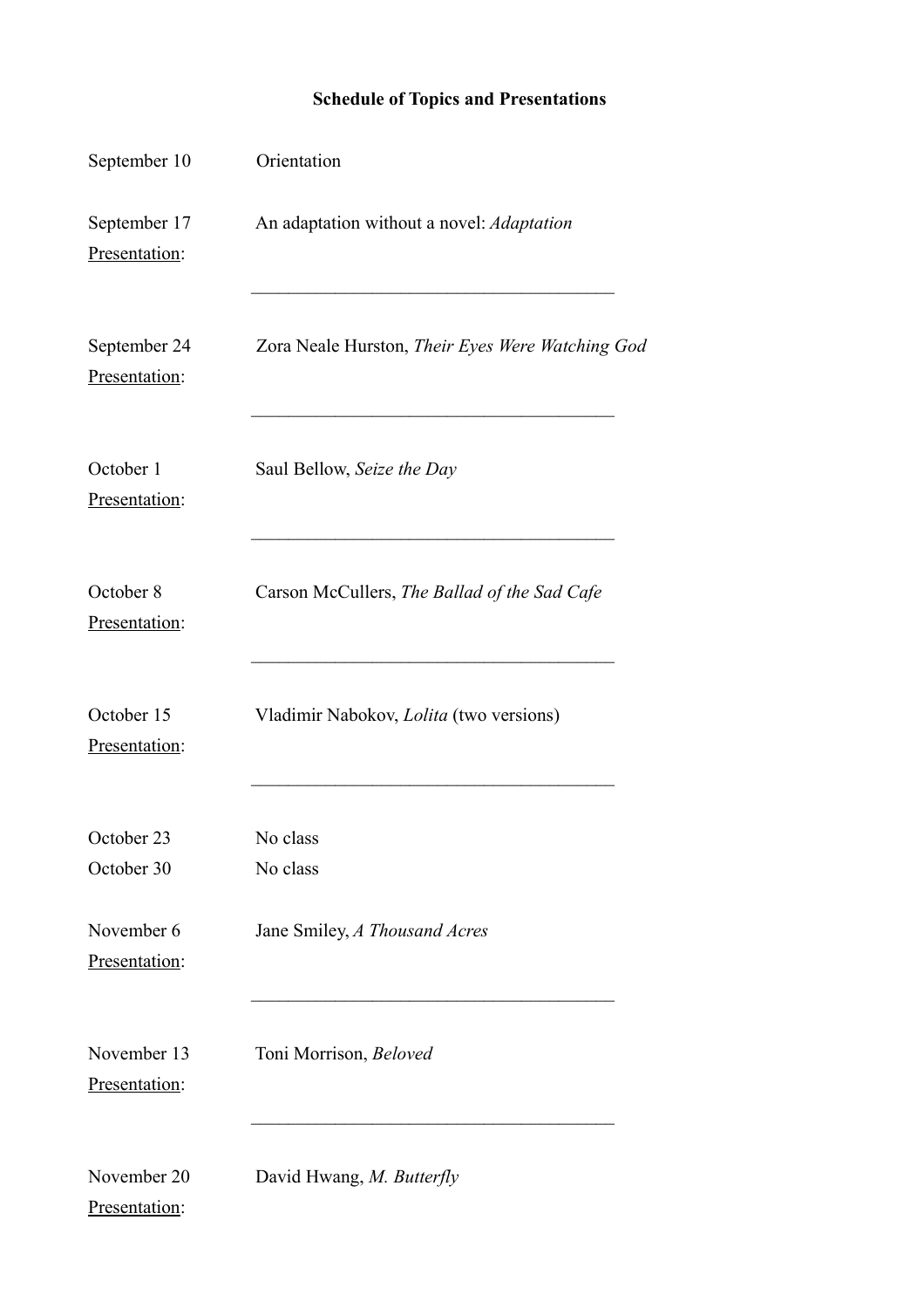**Schedule of Topics and Presentations**

September 10 Orientation

September 17 An adaptation without a novel: *Adaptation*

Presentation:

______________________________________

September 24 Zora Neale Hurston, *Their Eyes Were Watching God*

Presentation:

______________________________________

October 1 Saul Bellow, *Seize the Day*

Presentation:

______________________________________

October 8 Carson McCullers, *The Ballad of the Sad Cafe*

Presentation:

______________________________________

October 15 Vladimir Nabokov, *Lolita* (two versions)

Presentation:

______________________________________

October 23 No class

October 30 No class

November 6 Jane Smiley, *A Thousand Acres*

Presentation:

______________________________________

November 13 Toni Morrison, *Beloved*

Presentation:

______________________________________

November 20 David Hwang, *M. Butterfly*

Presentation: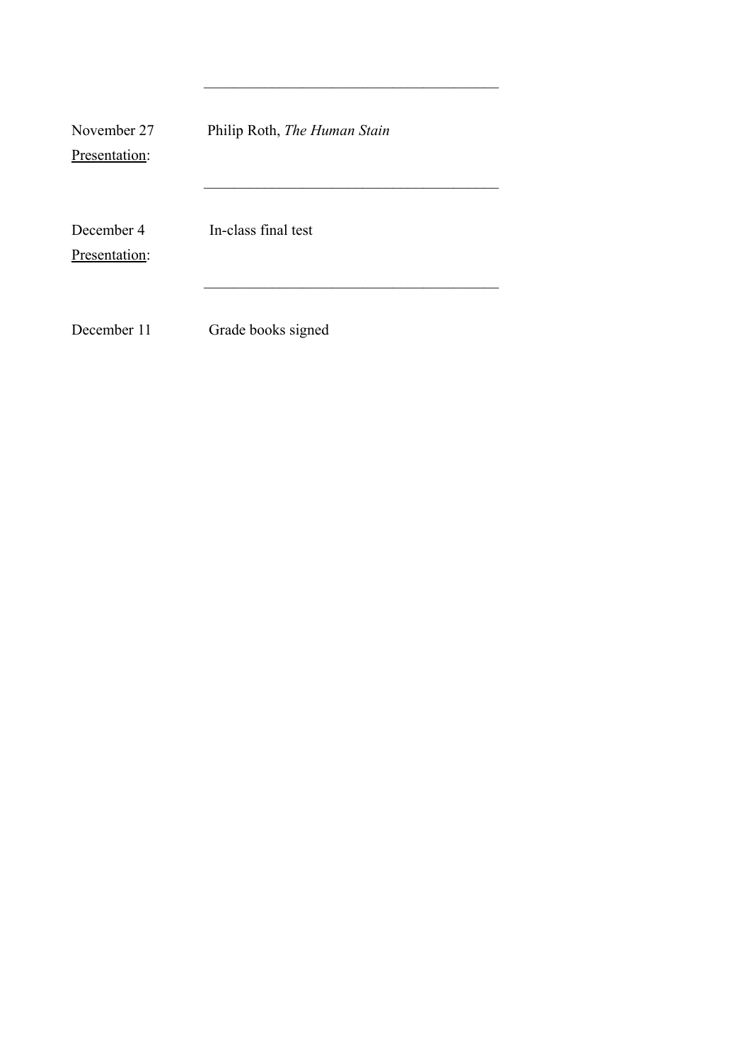---

November 27 Philip Roth, *The Human Stain*

Presentation:

---

December 4 In-class final test

Presentation:

---

December 11 Grade books signed